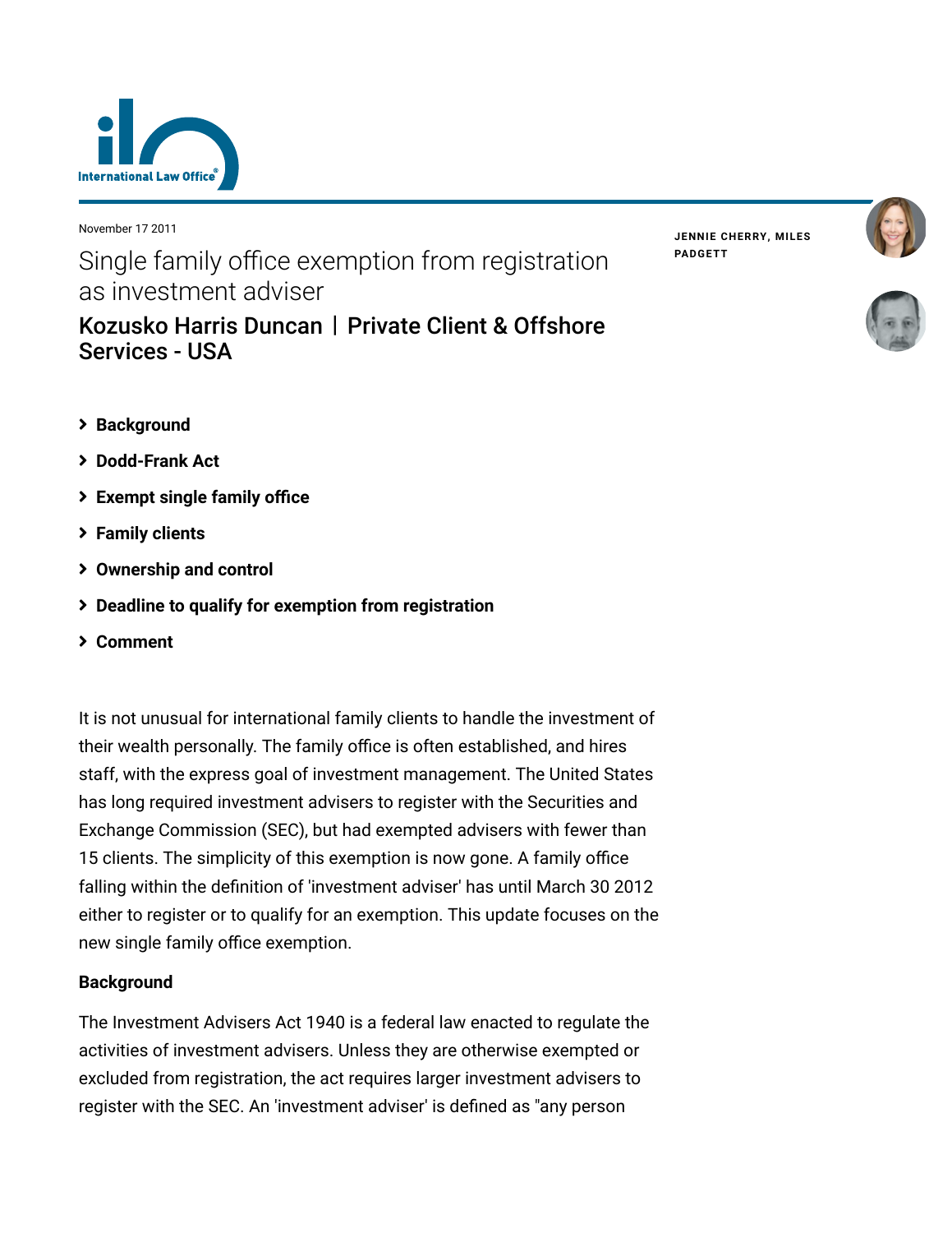November 17 2011

# Single family office exemption from registration as investment adviser

## Kozusko Harris Duncan | Private Client & Offshore Services - USA

**JENNIE CHERRY, MILES PADGETT**

- **Background**
- **Dodd-Frank Act**
- **Exempt single family office**
- **Family clients**
- **Ownership and control**
- **Deadline to qualify for exemption from registration**
- **Comment**

It is not unusual for international family clients to handle the investment of their wealth personally. The family office is often established, and hires staff, with the express goal of investment management. The United States has long required investment advisers to register with the Securities and Exchange Commission (SEC), but had exempted advisers with fewer than 15 clients. The simplicity of this exemption is now gone. A family office falling within the definition of 'investment adviser' has until March 30 2012 either to register or to qualify for an exemption. This update focuses on the new single family office exemption.

**Background**

The Investment Advisers Act 1940 is a federal law enacted to regulate the activities of investment advisers. Unless they are otherwise exempted or excluded from registration, the act requires larger investment advisers to register with the SEC. An 'investment adviser' is defined as "any person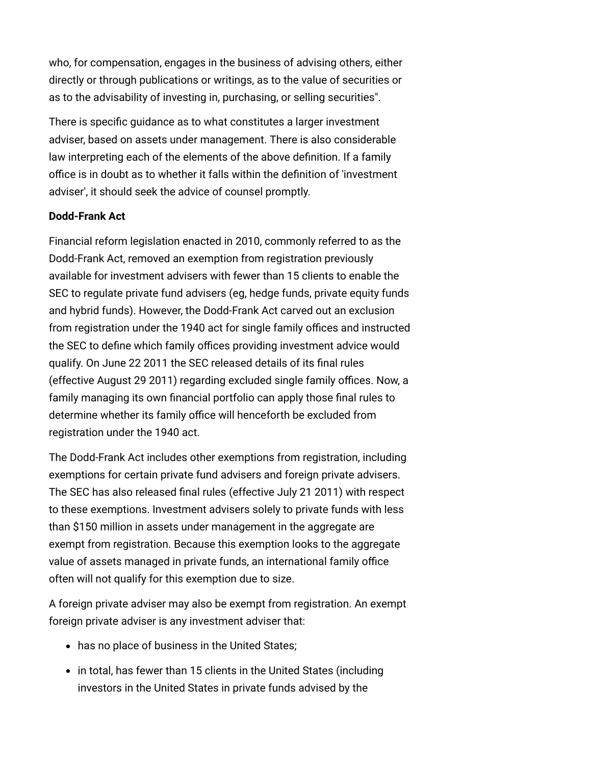who, for compensation, engages in the business of advising others, either directly or through publications or writings, as to the value of securities or as to the advisability of investing in, purchasing, or selling securities".

There is specific guidance as to what constitutes a larger investment adviser, based on assets under management. There is also considerable law interpreting each of the elements of the above definition. If a family office is in doubt as to whether it falls within the definition of 'investment adviser', it should seek the advice of counsel promptly.

**Dodd-Frank Act**

Financial reform legislation enacted in 2010, commonly referred to as the Dodd-Frank Act, removed an exemption from registration previously available for investment advisers with fewer than 15 clients to enable the SEC to regulate private fund advisers (eg, hedge funds, private equity funds and hybrid funds). However, the Dodd-Frank Act carved out an exclusion from registration under the 1940 act for single family offices and instructed the SEC to define which family offices providing investment advice would qualify. On June 22 2011 the SEC released details of its final rules (effective August 29 2011) regarding excluded single family offices. Now, a family managing its own financial portfolio can apply those final rules to determine whether its family office will henceforth be excluded from registration under the 1940 act.

The Dodd-Frank Act includes other exemptions from registration, including exemptions for certain private fund advisers and foreign private advisers. The SEC has also released final rules (effective July 21 2011) with respect to these exemptions. Investment advisers solely to private funds with less than $150 million in assets under management in the aggregate are exempt from registration. Because this exemption looks to the aggregate value of assets managed in private funds, an international family office often will not qualify for this exemption due to size.

A foreign private adviser may also be exempt from registration. An exempt foreign private adviser is any investment adviser that:

- has no place of business in the United States;
- in total, has fewer than 15 clients in the United States (including investors in the United States in private funds advised by the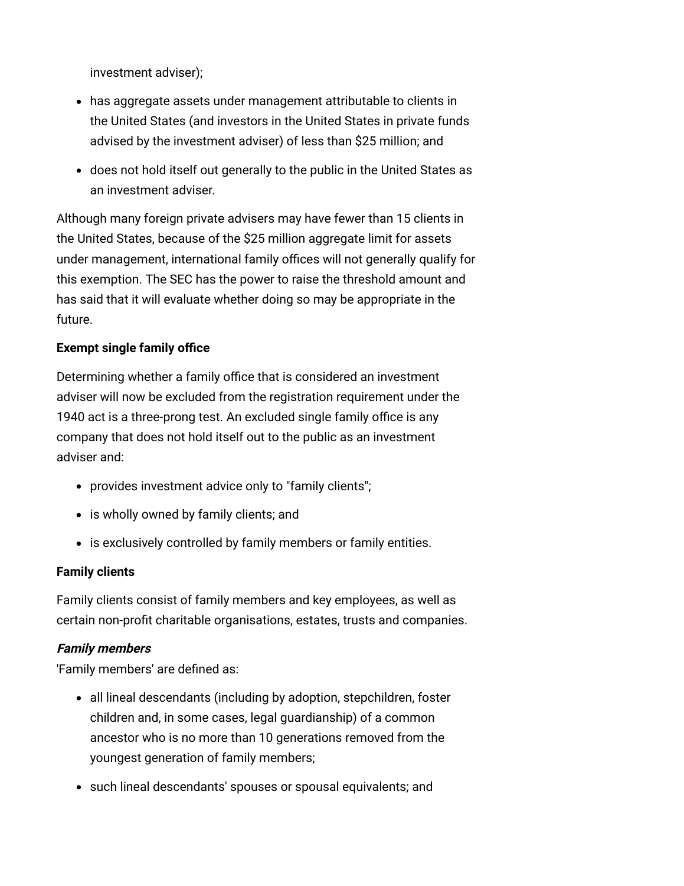investment adviser);

- has aggregate assets under management attributable to clients in the United States (and investors in the United States in private funds advised by the investment adviser) of less than $25 million; and
- does not hold itself out generally to the public in the United States as an investment adviser.

Although many foreign private advisers may have fewer than 15 clients in the United States, because of the $25 million aggregate limit for assets under management, international family offices will not generally qualify for this exemption. The SEC has the power to raise the threshold amount and has said that it will evaluate whether doing so may be appropriate in the future.

**Exempt single family office**

Determining whether a family office that is considered an investment adviser will now be excluded from the registration requirement under the 1940 act is a three-prong test. An excluded single family office is any company that does not hold itself out to the public as an investment adviser and:

- provides investment advice only to "family clients";
- is wholly owned by family clients; and
- is exclusively controlled by family members or family entities.

**Family clients**

Family clients consist of family members and key employees, as well as certain non-profit charitable organisations, estates, trusts and companies.

***Family members***
'Family members' are defined as:

- all lineal descendants (including by adoption, stepchildren, foster children and, in some cases, legal guardianship) of a common ancestor who is no more than 10 generations removed from the youngest generation of family members;
- such lineal descendants' spouses or spousal equivalents; and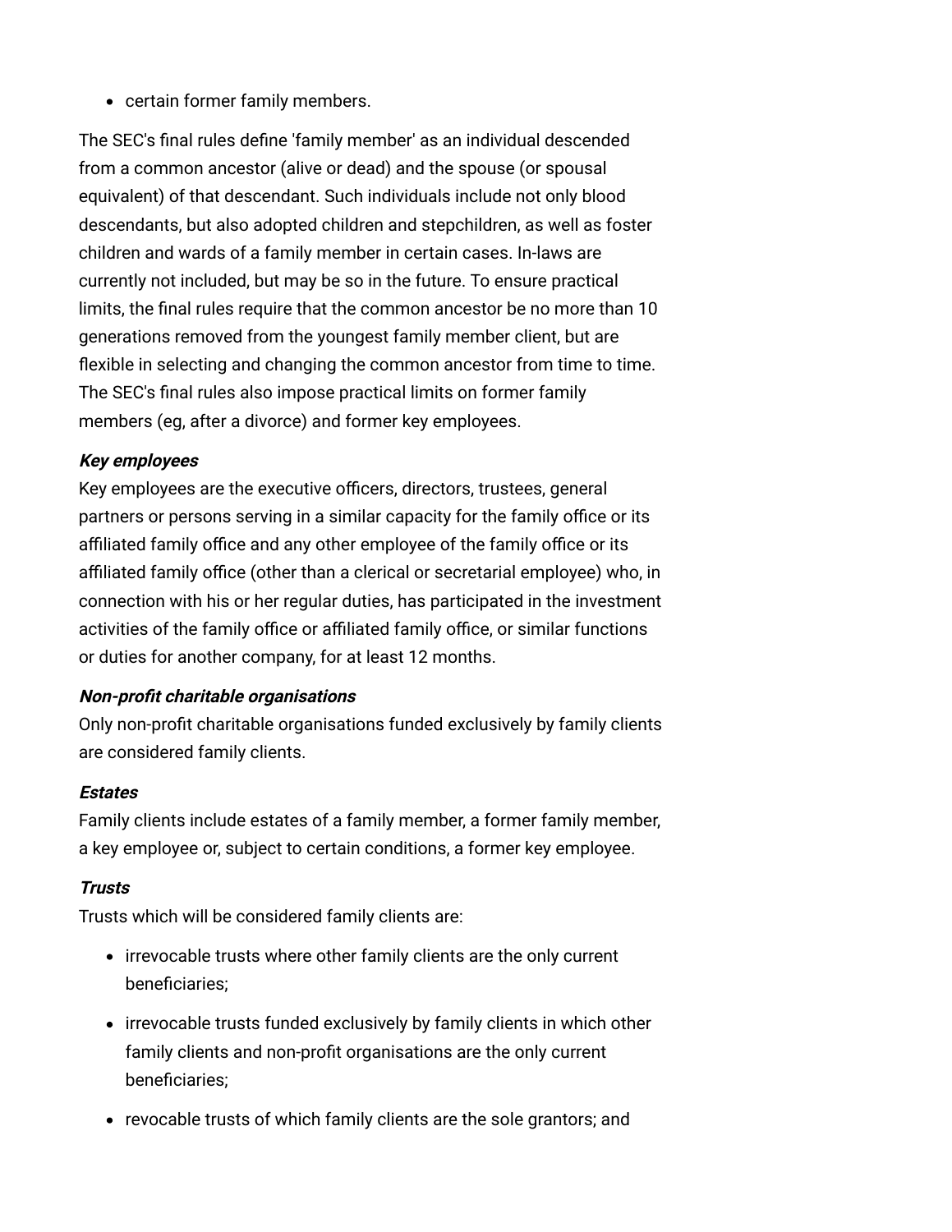- certain former family members.

The SEC's final rules define 'family member' as an individual descended from a common ancestor (alive or dead) and the spouse (or spousal equivalent) of that descendant. Such individuals include not only blood descendants, but also adopted children and stepchildren, as well as foster children and wards of a family member in certain cases. In-laws are currently not included, but may be so in the future. To ensure practical limits, the final rules require that the common ancestor be no more than 10 generations removed from the youngest family member client, but are flexible in selecting and changing the common ancestor from time to time. The SEC's final rules also impose practical limits on former family members (eg, after a divorce) and former key employees.

***Key employees***

Key employees are the executive officers, directors, trustees, general partners or persons serving in a similar capacity for the family office or its affiliated family office and any other employee of the family office or its affiliated family office (other than a clerical or secretarial employee) who, in connection with his or her regular duties, has participated in the investment activities of the family office or affiliated family office, or similar functions or duties for another company, for at least 12 months.

***Non-profit charitable organisations***

Only non-profit charitable organisations funded exclusively by family clients are considered family clients.

***Estates***

Family clients include estates of a family member, a former family member, a key employee or, subject to certain conditions, a former key employee.

***Trusts***

Trusts which will be considered family clients are:

- irrevocable trusts where other family clients are the only current beneficiaries;
- irrevocable trusts funded exclusively by family clients in which other family clients and non-profit organisations are the only current beneficiaries;
- revocable trusts of which family clients are the sole grantors; and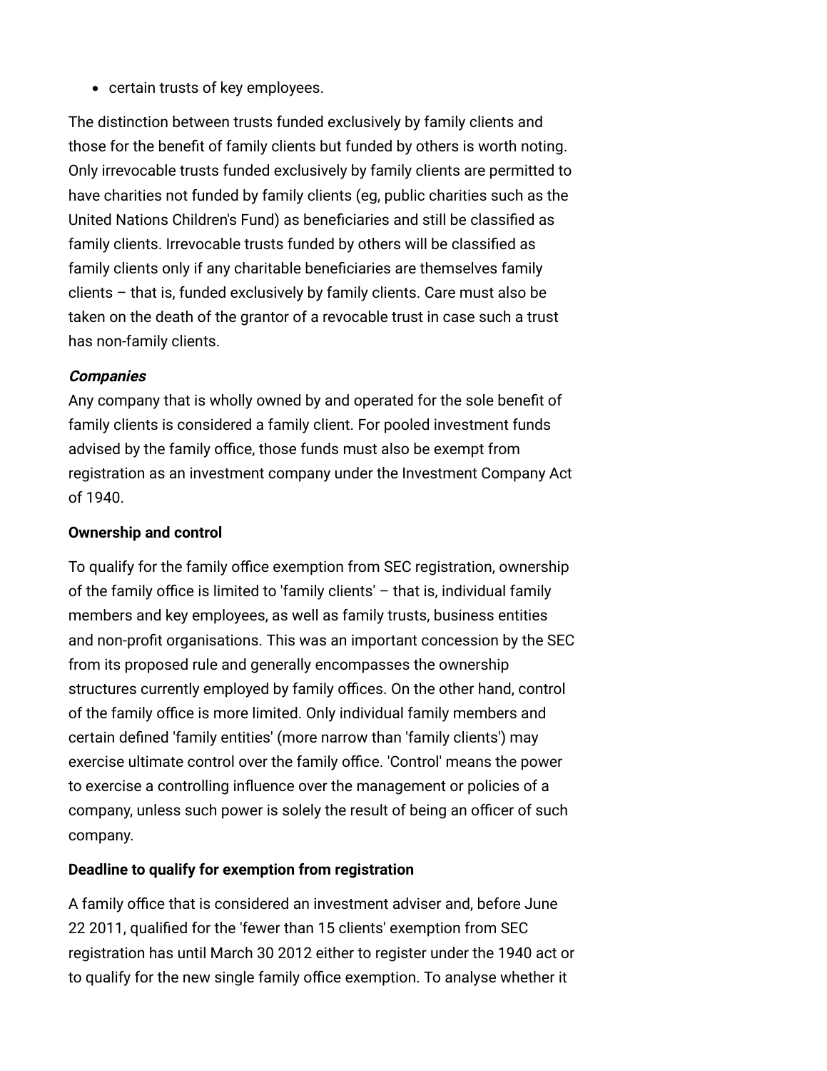- certain trusts of key employees.

The distinction between trusts funded exclusively by family clients and those for the benefit of family clients but funded by others is worth noting. Only irrevocable trusts funded exclusively by family clients are permitted to have charities not funded by family clients (eg, public charities such as the United Nations Children's Fund) as beneficiaries and still be classified as family clients. Irrevocable trusts funded by others will be classified as family clients only if any charitable beneficiaries are themselves family clients – that is, funded exclusively by family clients. Care must also be taken on the death of the grantor of a revocable trust in case such a trust has non-family clients.

***Companies***

Any company that is wholly owned by and operated for the sole benefit of family clients is considered a family client. For pooled investment funds advised by the family office, those funds must also be exempt from registration as an investment company under the Investment Company Act of 1940.

**Ownership and control**

To qualify for the family office exemption from SEC registration, ownership of the family office is limited to 'family clients' – that is, individual family members and key employees, as well as family trusts, business entities and non-profit organisations. This was an important concession by the SEC from its proposed rule and generally encompasses the ownership structures currently employed by family offices. On the other hand, control of the family office is more limited. Only individual family members and certain defined 'family entities' (more narrow than 'family clients') may exercise ultimate control over the family office. 'Control' means the power to exercise a controlling influence over the management or policies of a company, unless such power is solely the result of being an officer of such company.

**Deadline to qualify for exemption from registration**

A family office that is considered an investment adviser and, before June 22 2011, qualified for the 'fewer than 15 clients' exemption from SEC registration has until March 30 2012 either to register under the 1940 act or to qualify for the new single family office exemption. To analyse whether it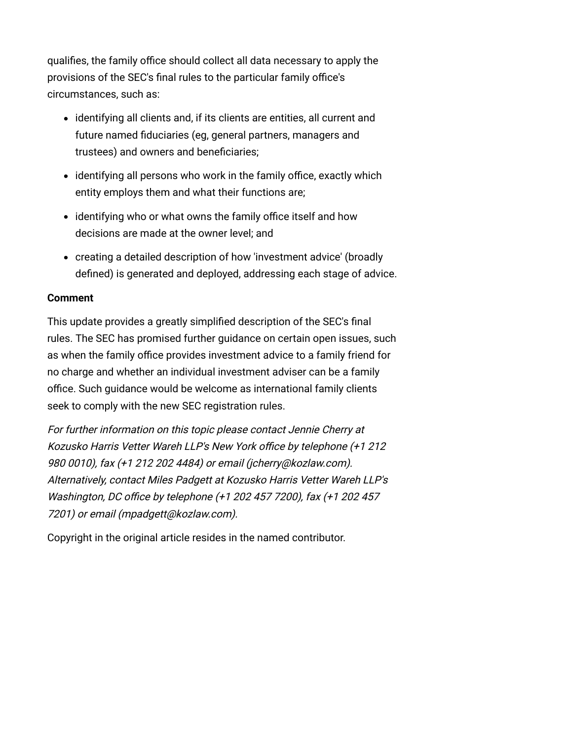qualifies, the family office should collect all data necessary to apply the provisions of the SEC's final rules to the particular family office's circumstances, such as:

- identifying all clients and, if its clients are entities, all current and future named fiduciaries (eg, general partners, managers and trustees) and owners and beneficiaries;
- identifying all persons who work in the family office, exactly which entity employs them and what their functions are;
- identifying who or what owns the family office itself and how decisions are made at the owner level; and
- creating a detailed description of how 'investment advice' (broadly defined) is generated and deployed, addressing each stage of advice.

**Comment**

This update provides a greatly simplified description of the SEC's final rules. The SEC has promised further guidance on certain open issues, such as when the family office provides investment advice to a family friend for no charge and whether an individual investment adviser can be a family office. Such guidance would be welcome as international family clients seek to comply with the new SEC registration rules.

*For further information on this topic please contact Jennie Cherry at Kozusko Harris Vetter Wareh LLP's New York office by telephone (+1 212 980 0010), fax (+1 212 202 4484) or email (jcherry@kozlaw.com). Alternatively, contact Miles Padgett at Kozusko Harris Vetter Wareh LLP's Washington, DC office by telephone (+1 202 457 7200), fax (+1 202 457 7201) or email (mpadgett@kozlaw.com).*

Copyright in the original article resides in the named contributor.